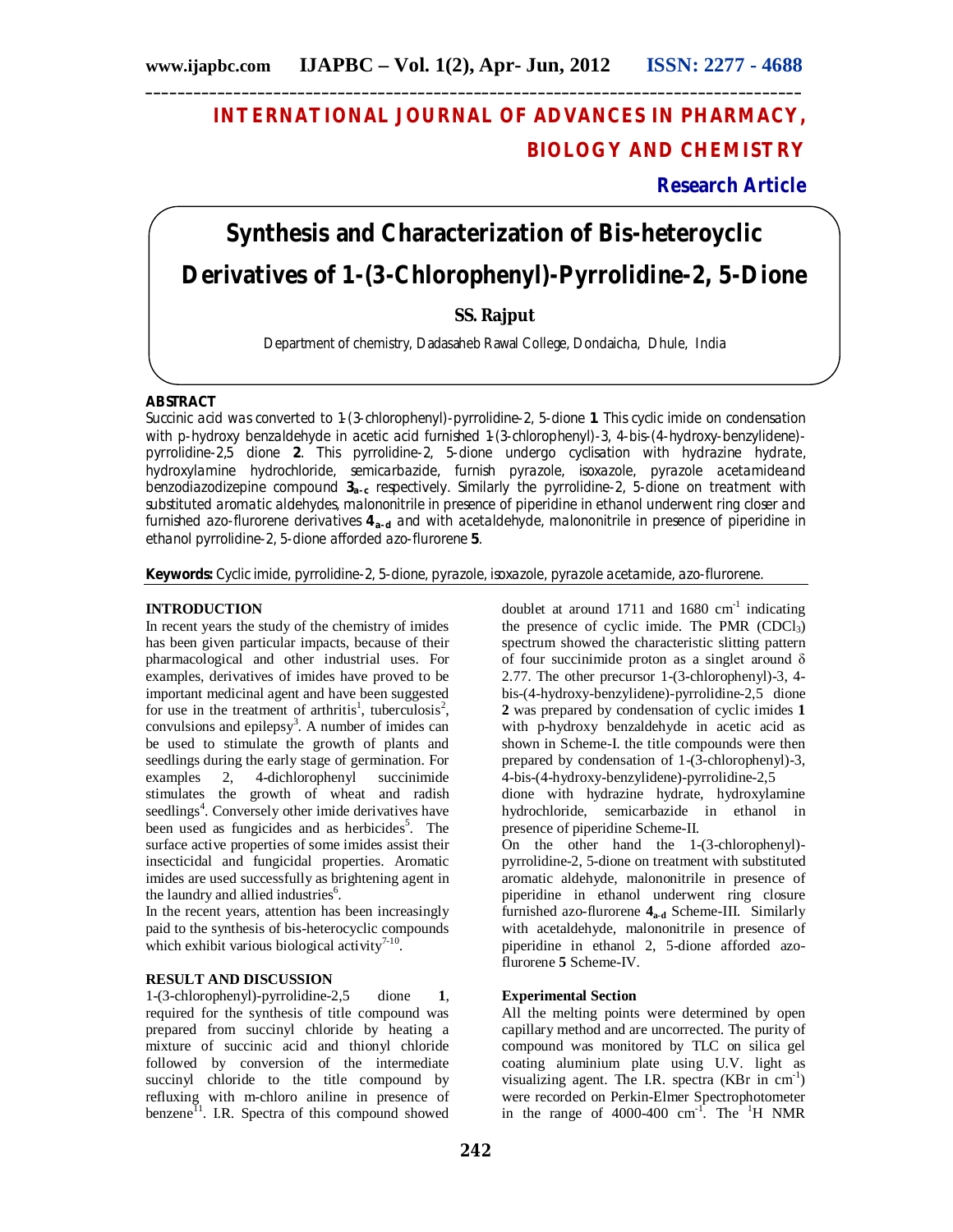# INTERNATIONAL JOURNAL OF ADVANCES IN PHARMACY, BIOLOGY AND CHEMISTRY

**Research Article**

# Synthesis and Characterization of Bis-heteroyclic Derivatives of 1-(3-Chlorophenyl)-Pyrrolidine-2, 5-Dione

**SS. Rajput**

Department of chemistry, Dadasaheb Rawal College, Dondaicha, Dhule, India

## ABSTRACT

Succinic acid was converted to 1-(3-chlorophenyl)-pyrrolidine-2, 5-dione **1**. This cyclic imide on condensation with p-hydroxy benzaldehyde in acetic acid furnished 1-(3-chlorophenyl)-3, 4-bis-(4-hydroxy-benzylidene)-pyrrolidine-2,5 dione **2**. This pyrrolidine-2, 5-dione undergo cyclisation with hydrazine hydrate, hydroxylamine hydrochloride, semicarbazide, furnish pyrazole, isoxazole, pyrazole acetamideand benzodiazodizepine compound $\mathbf{3_{a-c}}$ respectively. Similarly the pyrrolidine-2, 5-dione on treatment with substituted aromatic aldehydes, malononitrile in presence of piperidine in ethanol underwent ring closer and furnished azo-flurorene derivatives $\mathbf{4_{a-d}}$ and with acetaldehyde, malononitrile in presence of piperidine in ethanol pyrrolidine-2, 5-dione afforded azo-flurorene **5**.

**Keywords:** Cyclic imide, pyrrolidine-2, 5-dione, pyrazole, isoxazole, pyrazole acetamide, azo-flurorene.

## INTRODUCTION

In recent years the study of the chemistry of imides has been given particular impacts, because of their pharmacological and other industrial uses. For examples, derivatives of imides have proved to be important medicinal agent and have been suggested for use in the treatment of arthritis[1], tuberculosis[2], convulsions and epilepsy[3]. A number of imides can be used to stimulate the growth of plants and seedlings during the early stage of germination. For examples 2, 4-dichlorophenyl succinimide stimulates the growth of wheat and radish seedlings[4]. Conversely other imide derivatives have been used as fungicides and as herbicides[5]. The surface active properties of some imides assist their insecticidal and fungicidal properties. Aromatic imides are used successfully as brightening agent in the laundry and allied industries[6].

In the recent years, attention has been increasingly paid to the synthesis of bis-heterocyclic compounds which exhibit various biological activity[7-10].

## RESULT AND DISCUSSION

1-(3-chlorophenyl)-pyrrolidine-2,5 dione **1**, required for the synthesis of title compound was prepared from succinyl chloride by heating a mixture of succinic acid and thionyl chloride followed by conversion of the intermediate succinyl chloride to the title compound by refluxing with m-chloro aniline in presence of benzene[11]. I.R. Spectra of this compound showed doublet at around 1711 and 1680 $cm^{-1}$ indicating the presence of cyclic imide. The PMR ($CDCl_3$) spectrum showed the characteristic slitting pattern of four succinimide proton as a singlet around $\delta$ 2.77. The other precursor 1-(3-chlorophenyl)-3, 4-bis-(4-hydroxy-benzylidene)-pyrrolidine-2,5 dione **2** was prepared by condensation of cyclic imides **1** with p-hydroxy benzaldehyde in acetic acid as shown in Scheme-I. the title compounds were then prepared by condensation of 1-(3-chlorophenyl)-3, 4-bis-(4-hydroxy-benzylidene)-pyrrolidine-2,5 dione with hydrazine hydrate, hydroxylamine hydrochloride, semicarbazide in ethanol in presence of piperidine Scheme-II.

On the other hand the 1-(3-chlorophenyl)-pyrrolidine-2, 5-dione on treatment with substituted aromatic aldehyde, malononitrile in presence of piperidine in ethanol underwent ring closure furnished azo-flurorene $\mathbf{4_{a-d}}$ Scheme-III. Similarly with acetaldehyde, malononitrile in presence of piperidine in ethanol 2, 5-dione afforded azo-flurorene **5** Scheme-IV.

### Experimental Section

All the melting points were determined by open capillary method and are uncorrected. The purity of compound was monitored by TLC on silica gel coating aluminium plate using U.V. light as visualizing agent. The I.R. spectra (KBr in $cm^{-1}$) were recorded on Perkin-Elmer Spectrophotometer in the range of 4000-400 $cm^{-1}$. The $^1H$ NMR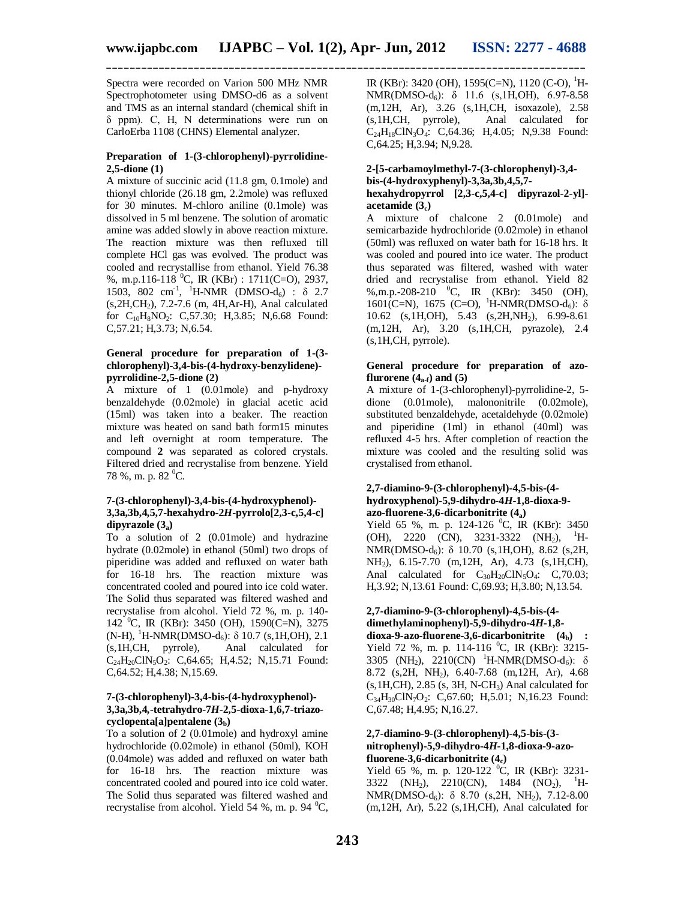Spectra were recorded on Varion 500 MHz NMR Spectrophotometer using DMSO-d6 as a solvent and TMS as an internal standard (chemical shift in δ ppm). C, H, N determinations were run on CarloErba 1108 (CHNS) Elemental analyzer.

**Preparation of 1-(3-chlorophenyl)-pyrrolidine-2,5-dione (1)**

A mixture of succinic acid (11.8 gm, 0.1mole) and thionyl chloride (26.18 gm, 2.2mole) was refluxed for 30 minutes. M-chloro aniline (0.1mole) was dissolved in 5 ml benzene. The solution of aromatic amine was added slowly in above reaction mixture. The reaction mixture was then refluxed till complete HCl gas was evolved. The product was cooled and recrystallise from ethanol. Yield 76.38 %, m.p.116-118 $^0$C, IR (KBr) : 1711(C=O), 2937, 1503, 802 cm$^{-1}$, $^1$H-NMR (DMSO-d$_6$) : δ 2.7 (s,2H,CH$_2$), 7.2-7.6 (m, 4H,Ar-H), Anal calculated for $C_{10}H_8NO_2$: C,57.30; H,3.85; N,6.68 Found: C,57.21; H,3.73; N,6.54.

**General procedure for preparation of 1-(3-chlorophenyl)-3,4-bis-(4-hydroxy-benzylidene)-pyrrolidine-2,5-dione (2)**

A mixture of 1 (0.01mole) and p-hydroxy benzaldehyde (0.02mole) in glacial acetic acid (15ml) was taken into a beaker. The reaction mixture was heated on sand bath form15 minutes and left overnight at room temperature. The compound **2** was separated as colored crystals. Filtered dried and recrystalise from benzene. Yield 78 %, m. p. 82 $^0$C.

**7-(3-chlorophenyl)-3,4-bis-(4-hydroxyphenol)-3,3a,3b,4,5,7-hexahydro-2*H*-pyrrolo[2,3-c,5,4-c] dipyrazole (3$_a$)**

To a solution of 2 (0.01mole) and hydrazine hydrate (0.02mole) in ethanol (50ml) two drops of piperidine was added and refluxed on water bath for 16-18 hrs. The reaction mixture was concentrated cooled and poured into ice cold water. The Solid thus separated was filtered washed and recrystalise from alcohol. Yield 72 %, m. p. 140-142 $^0$C, IR (KBr): 3450 (OH), 1590(C=N), 3275 (N-H), $^1$H-NMR(DMSO-d$_6$): δ 10.7 (s,1H,OH), 2.1 (s,1H,CH, pyrrole), Anal calculated for $C_{24}H_{20}ClN_5O_2$: C,64.65; H,4.52; N,15.71 Found: C,64.52; H,4.38; N,15.69.

**7-(3-chlorophenyl)-3,4-bis-(4-hydroxyphenol)-3,3a,3b,4,-tetrahydro-7*H*-2,5-dioxa-1,6,7-triazo-cyclopenta[a]pentalene (3$_b$)**

To a solution of 2 (0.01mole) and hydroxyl amine hydrochloride (0.02mole) in ethanol (50ml), KOH (0.04mole) was added and refluxed on water bath for 16-18 hrs. The reaction mixture was concentrated cooled and poured into ice cold water. The Solid thus separated was filtered washed and recrystalise from alcohol. Yield 54 %, m. p. 94 $^0$C, IR (KBr): 3420 (OH), 1595(C=N), 1120 (C-O), $^1$H-NMR(DMSO-d$_6$): δ 11.6 (s,1H,OH), 6.97-8.58 (m,12H, Ar), 3.26 (s,1H,CH, isoxazole), 2.58 (s,1H,CH, pyrrole), Anal calculated for $C_{24}H_{18}ClN_3O_4$: C,64.36; H,4.05; N,9.38 Found: C,64.25; H,3.94; N,9.28.

**2-[5-carbamoylmethyl-7-(3-chlorophenyl)-3,4-bis-(4-hydroxyphenyl)-3,3a,3b,4,5,7-hexahydropyrrol [2,3-c,5,4-c] dipyrazol-2-yl]-acetamide (3$_c$)**

A mixture of chalcone 2 (0.01mole) and semicarbazide hydrochloride (0.02mole) in ethanol (50ml) was refluxed on water bath for 16-18 hrs. It was cooled and poured into ice water. The product thus separated was filtered, washed with water dried and recrystalise from ethanol. Yield 82 %,m.p.-208-210 $^0$C, IR (KBr): 3450 (OH), 1601(C=N), 1675 (C=O), $^1$H-NMR(DMSO-d$_6$): δ 10.62 (s,1H,OH), 5.43 (s,2H,NH$_2$), 6.99-8.61 (m,12H, Ar), 3.20 (s,1H,CH, pyrazole), 2.4 (s,1H,CH, pyrrole).

**General procedure for preparation of azo-flurorene (4$_{a-f}$) and (5)**

A mixture of 1-(3-chlorophenyl)-pyrrolidine-2, 5-dione (0.01mole), malononitrile (0.02mole), substituted benzaldehyde, acetaldehyde (0.02mole) and piperidine (1ml) in ethanol (40ml) was refluxed 4-5 hrs. After completion of reaction the mixture was cooled and the resulting solid was crystalised from ethanol.

**2,7-diamino-9-(3-chlorophenyl)-4,5-bis-(4-hydroxyphenol)-5,9-dihydro-4*H*-1,8-dioxa-9-azo-fluorene-3,6-dicarbonitrite (4$_a$)**

Yield 65 %, m. p. 124-126 $^0$C, IR (KBr): 3450 (OH), 2220 (CN), 3231-3322 (NH$_2$), $^1$H-NMR(DMSO-d$_6$): δ 10.70 (s,1H,OH), 8.62 (s,2H, NH$_2$), 6.15-7.70 (m,12H, Ar), 4.73 (s,1H,CH), Anal calculated for $C_{30}H_{20}ClN_5O_4$: C,70.03; H,3.92; N,13.61 Found: C,69.93; H,3.80; N,13.54.

**2,7-diamino-9-(3-chlorophenyl)-4,5-bis-(4-dimethylaminophenyl)-5,9-dihydro-4*H*-1,8-dioxa-9-azo-fluorene-3,6-dicarbonitrite (4$_b$) :**

Yield 72 %, m. p. 114-116 $^0$C, IR (KBr): 3215-3305 (NH$_2$), 2210(CN) $^1$H-NMR(DMSO-d$_6$): δ 8.72 (s,2H, NH$_2$), 6.40-7.68 (m,12H, Ar), 4.68 (s,1H,CH), 2.85 (s, 3H, N-CH$_3$) Anal calculated for $C_{34}H_{30}ClN_7O_2$: C,67.60; H,5.01; N,16.23 Found: C,67.48; H,4.95; N,16.27.

**2,7-diamino-9-(3-chlorophenyl)-4,5-bis-(3-nitrophenyl)-5,9-dihydro-4*H*-1,8-dioxa-9-azo-fluorene-3,6-dicarbonitrite (4$_c$)**

Yield 65 %, m. p. 120-122 $^0$C, IR (KBr): 3231-3322 (NH$_2$), 2210(CN), 1484 (NO$_2$), $^1$H-NMR(DMSO-d$_6$): δ 8.70 (s,2H, NH$_2$), 7.12-8.00 (m,12H, Ar), 5.22 (s,1H,CH), Anal calculated for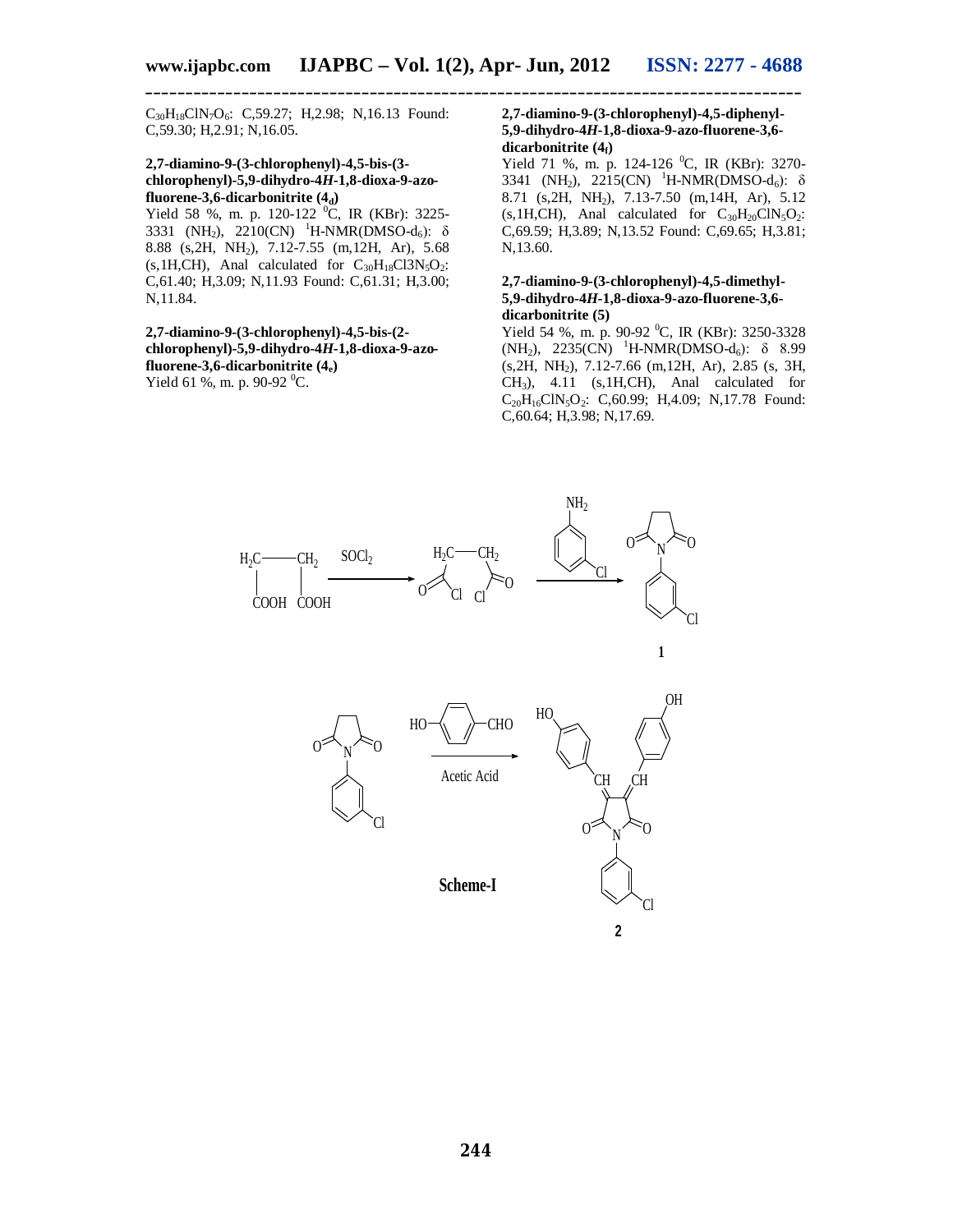$C_{30}H_{18}ClN_7O_6$: C,59.27; H,2.98; N,16.13 Found: C,59.30; H,2.91; N,16.05.

**2,7-diamino-9-(3-chlorophenyl)-4,5-bis-(3-chlorophenyl)-5,9-dihydro-4*H*-1,8-dioxa-9-azo-fluorene-3,6-dicarbonitrite ($4_d$)**

Yield 58 %, m. p. 120-122 $^0$C, IR (KBr): 3225-3331 ($NH_2$), 2210(CN) $^1$H-NMR(DMSO-$d_6$): δ 8.88 (s,2H, $NH_2$), 7.12-7.55 (m,12H, Ar), 5.68 (s,1H,CH), Anal calculated for $C_{30}H_{18}Cl3N_5O_2$: C,61.40; H,3.09; N,11.93 Found: C,61.31; H,3.00; N,11.84.

**2,7-diamino-9-(3-chlorophenyl)-4,5-bis-(2-chlorophenyl)-5,9-dihydro-4*H*-1,8-dioxa-9-azo-fluorene-3,6-dicarbonitrite ($4_e$)**

Yield 61 %, m. p. 90-92 $^0$C.

**2,7-diamino-9-(3-chlorophenyl)-4,5-diphenyl-5,9-dihydro-4*H*-1,8-dioxa-9-azo-fluorene-3,6-dicarbonitrite ($4_f$)**

Yield 71 %, m. p. 124-126 $^0$C, IR (KBr): 3270-3341 ($NH_2$), 2215(CN) $^1$H-NMR(DMSO-$d_6$): δ 8.71 (s,2H, $NH_2$), 7.13-7.50 (m,14H, Ar), 5.12 (s,1H,CH), Anal calculated for $C_{30}H_{20}ClN_5O_2$: C,69.59; H,3.89; N,13.52 Found: C,69.65; H,3.81; N,13.60.

**2,7-diamino-9-(3-chlorophenyl)-4,5-dimethyl-5,9-dihydro-4*H*-1,8-dioxa-9-azo-fluorene-3,6-dicarbonitrite (5)**

Yield 54 %, m. p. 90-92 $^0$C, IR (KBr): 3250-3328 ($NH_2$), 2235(CN) $^1$H-NMR(DMSO-$d_6$): δ 8.99 (s,2H, $NH_2$), 7.12-7.66 (m,12H, Ar), 2.85 (s, 3H, $CH_3$), 4.11 (s,1H,CH), Anal calculated for $C_{20}H_{16}ClN_5O_2$: C,60.99; H,4.09; N,17.78 Found: C,60.64; H,3.98; N,17.69.

Scheme-I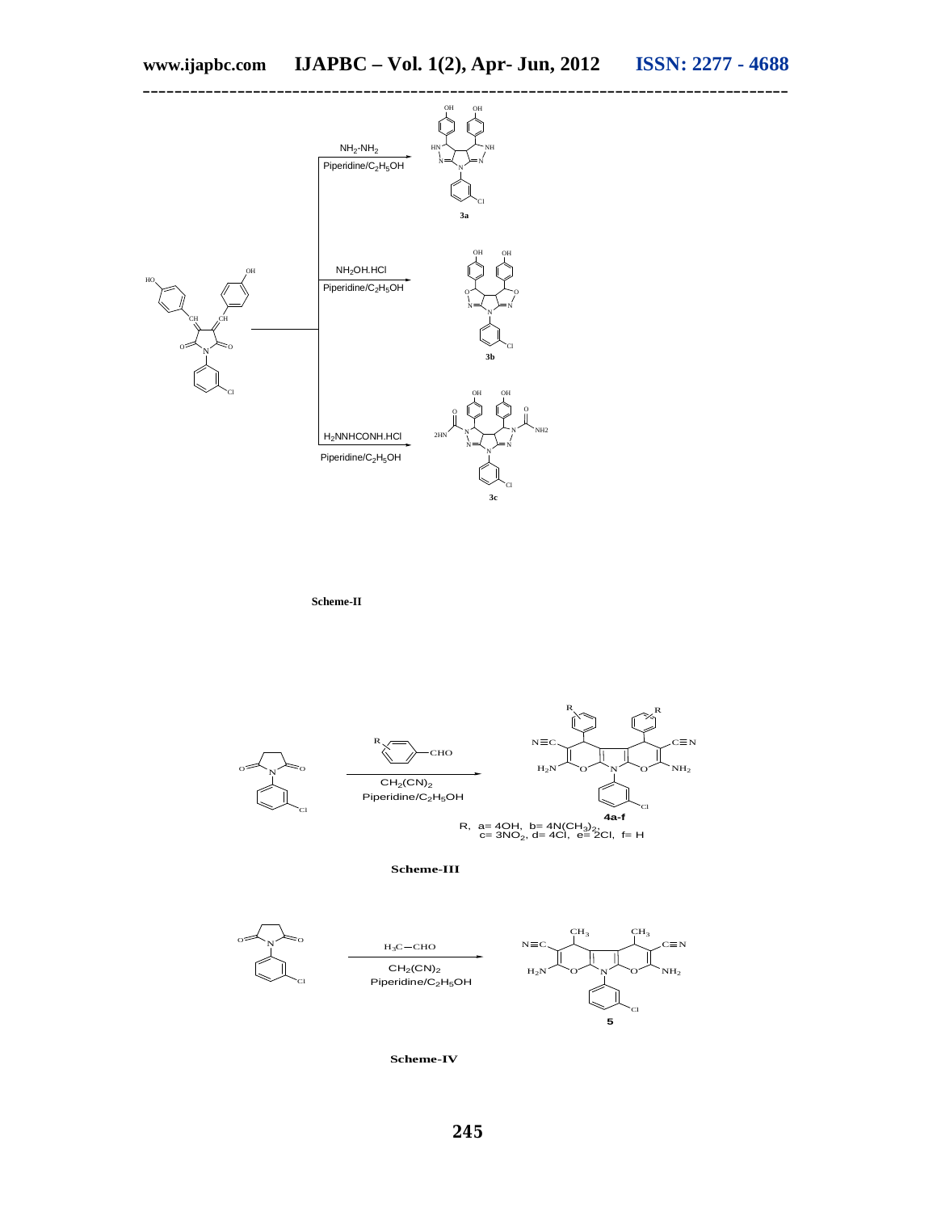$NH_2$-$NH_2$

Piperidine/$C_2H_5OH$

**3a**

$NH_2OH.HCl$

Piperidine/$C_2H_5OH$

**3b**

$H_2NNHCONH.HCl$

Piperidine/$C_2H_5OH$

**3c**

**Scheme-II**

$CH_2(CN)_2$

Piperidine/$C_2H_5OH$

**4a-f**

R, a= 4OH, b= 4N($CH_3$)$_2$, c= 3$NO_2$, d= 4Cl, e= 2Cl, f= H

**Scheme-III**

$H_3C-CHO$

$CH_2(CN)_2$

Piperidine/$C_2H_5OH$

**5**

**Scheme-IV**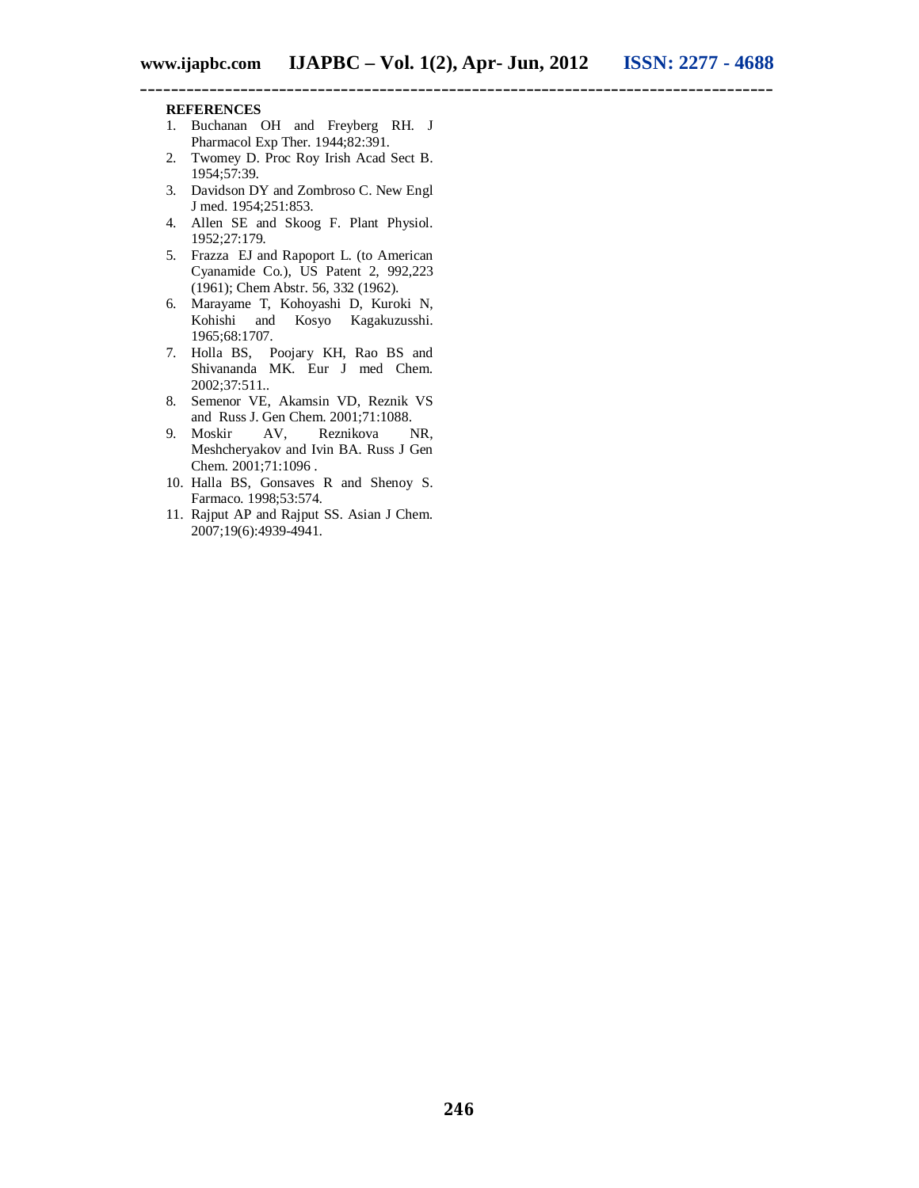**REFERENCES**

1. Buchanan OH and Freyberg RH. J Pharmacol Exp Ther. 1944;82:391.
2. Twomey D. Proc Roy Irish Acad Sect B. 1954;57:39.
3. Davidson DY and Zombroso C. New Engl J med. 1954;251:853.
4. Allen SE and Skoog F. Plant Physiol. 1952;27:179.
5. Frazza EJ and Rapoport L. (to American Cyanamide Co.), US Patent 2, 992,223 (1961); Chem Abstr. 56, 332 (1962).
6. Marayame T, Kohoyashi D, Kuroki N, Kohishi and Kosyo Kagakuzusshi. 1965;68:1707.
7. Holla BS, Poojary KH, Rao BS and Shivananda MK. Eur J med Chem. 2002;37:511..
8. Semenor VE, Akamsin VD, Reznik VS and Russ J. Gen Chem. 2001;71:1088.
9. Moskir AV, Reznikova NR, Meshcheryakov and Ivin BA. Russ J Gen Chem. 2001;71:1096 .
10. Halla BS, Gonsaves R and Shenoy S. Farmaco. 1998;53:574.
11. Rajput AP and Rajput SS. Asian J Chem. 2007;19(6):4939-4941.